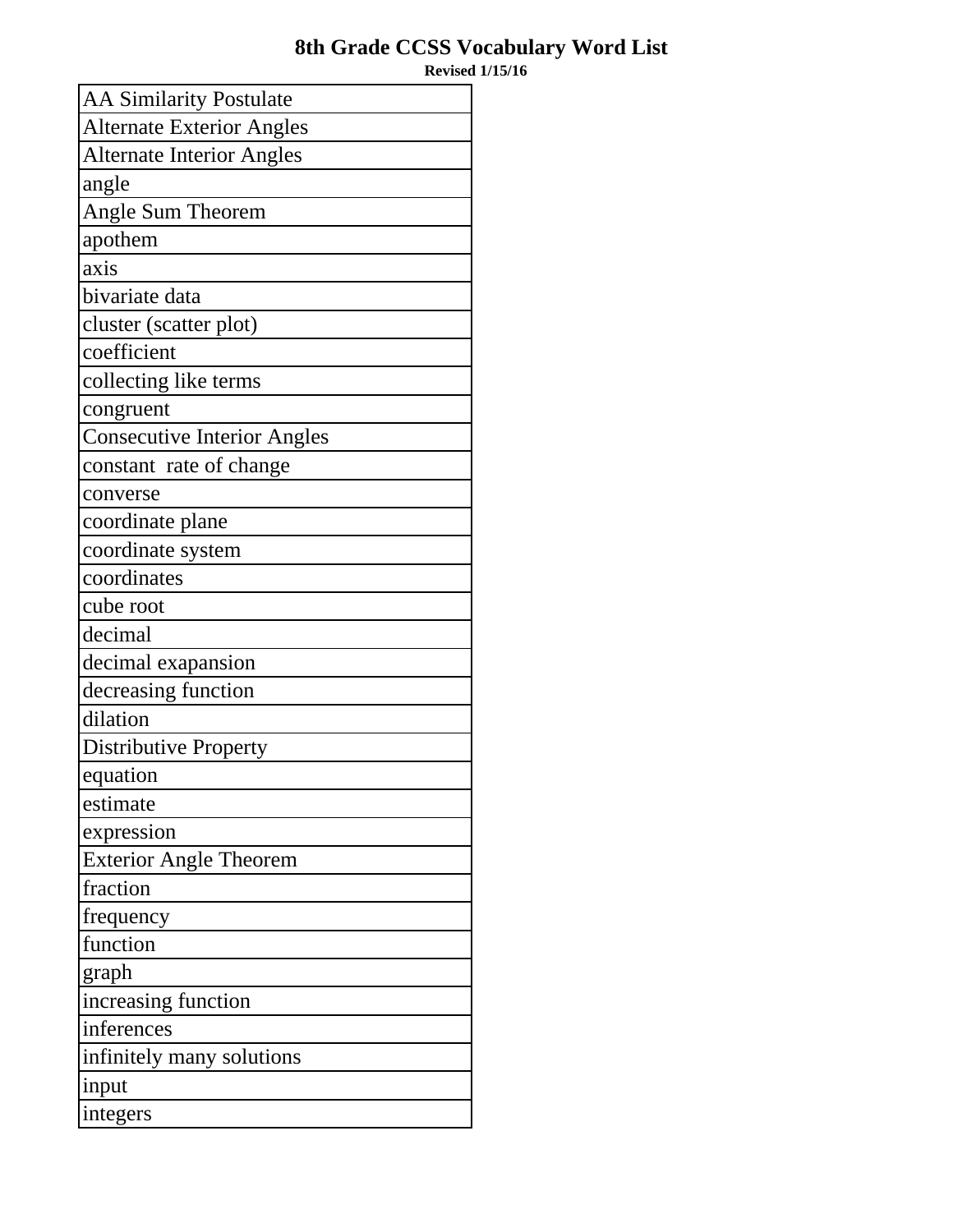# 8th Grade CCSS Vocabulary Word List

**Revised 1/15/16**

| AA Similarity Postulate |
|---|
| Alternate Exterior Angles |
| Alternate Interior Angles |
| angle |
| Angle Sum Theorem |
| apothem |
| axis |
| bivariate data |
| cluster (scatter plot) |
| coefficient |
| collecting like terms |
| congruent |
| Consecutive Interior Angles |
| constant  rate of change |
| converse |
| coordinate plane |
| coordinate system |
| coordinates |
| cube root |
| decimal |
| decimal exapansion |
| decreasing function |
| dilation |
| Distributive Property |
| equation |
| estimate |
| expression |
| Exterior Angle Theorem |
| fraction |
| frequency |
| function |
| graph |
| increasing function |
| inferences |
| infinitely many solutions |
| input |
| integers |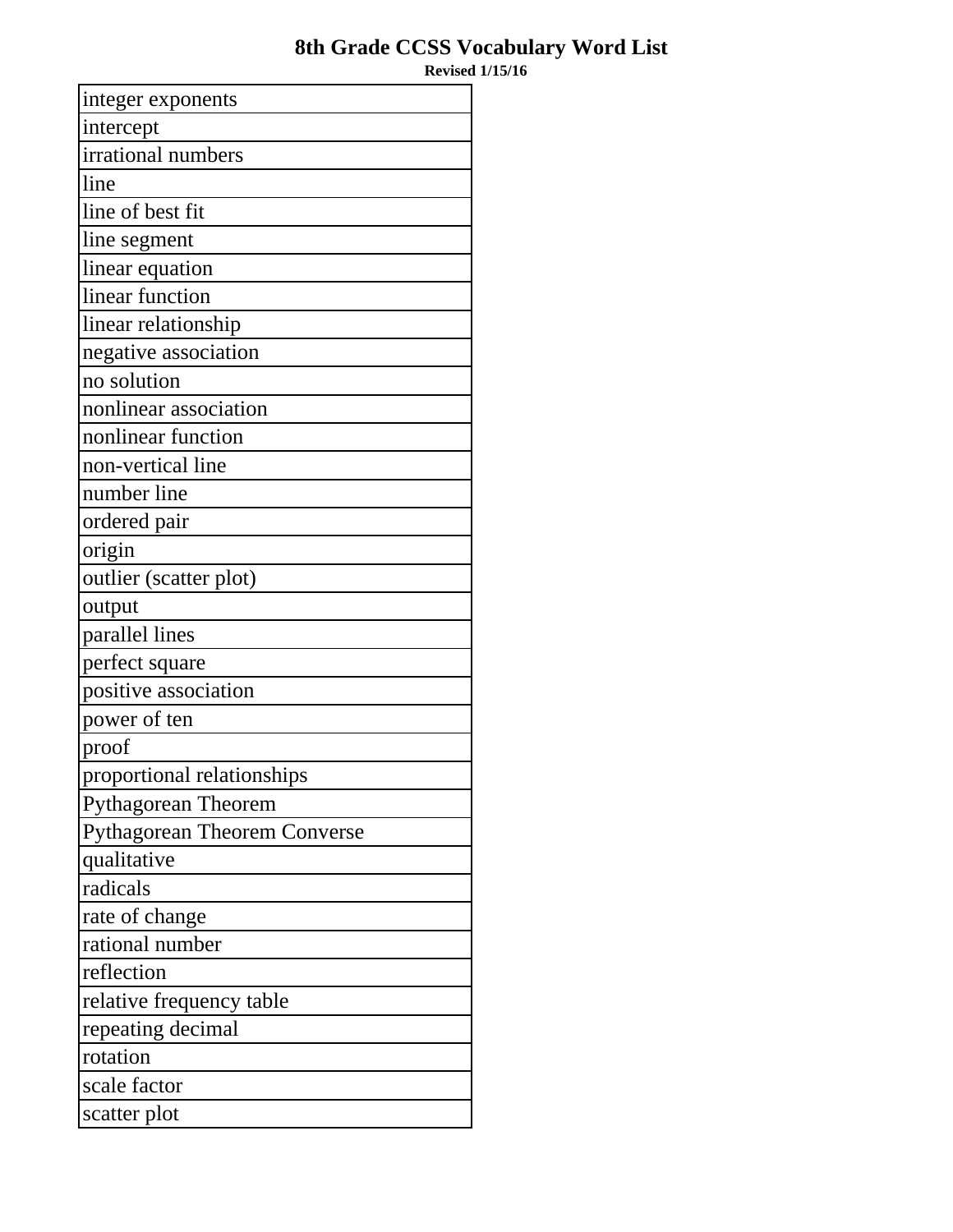# 8th Grade CCSS Vocabulary Word List

**Revised 1/15/16**

| integer exponents |
| --- |
| intercept |
| irrational numbers |
| line |
| line of best fit |
| line segment |
| linear equation |
| linear function |
| linear relationship |
| negative association |
| no solution |
| nonlinear association |
| nonlinear function |
| non-vertical line |
| number line |
| ordered pair |
| origin |
| outlier (scatter plot) |
| output |
| parallel lines |
| perfect square |
| positive association |
| power of ten |
| proof |
| proportional relationships |
| Pythagorean Theorem |
| Pythagorean Theorem Converse |
| qualitative |
| radicals |
| rate of change |
| rational number |
| reflection |
| relative frequency table |
| repeating decimal |
| rotation |
| scale factor |
| scatter plot |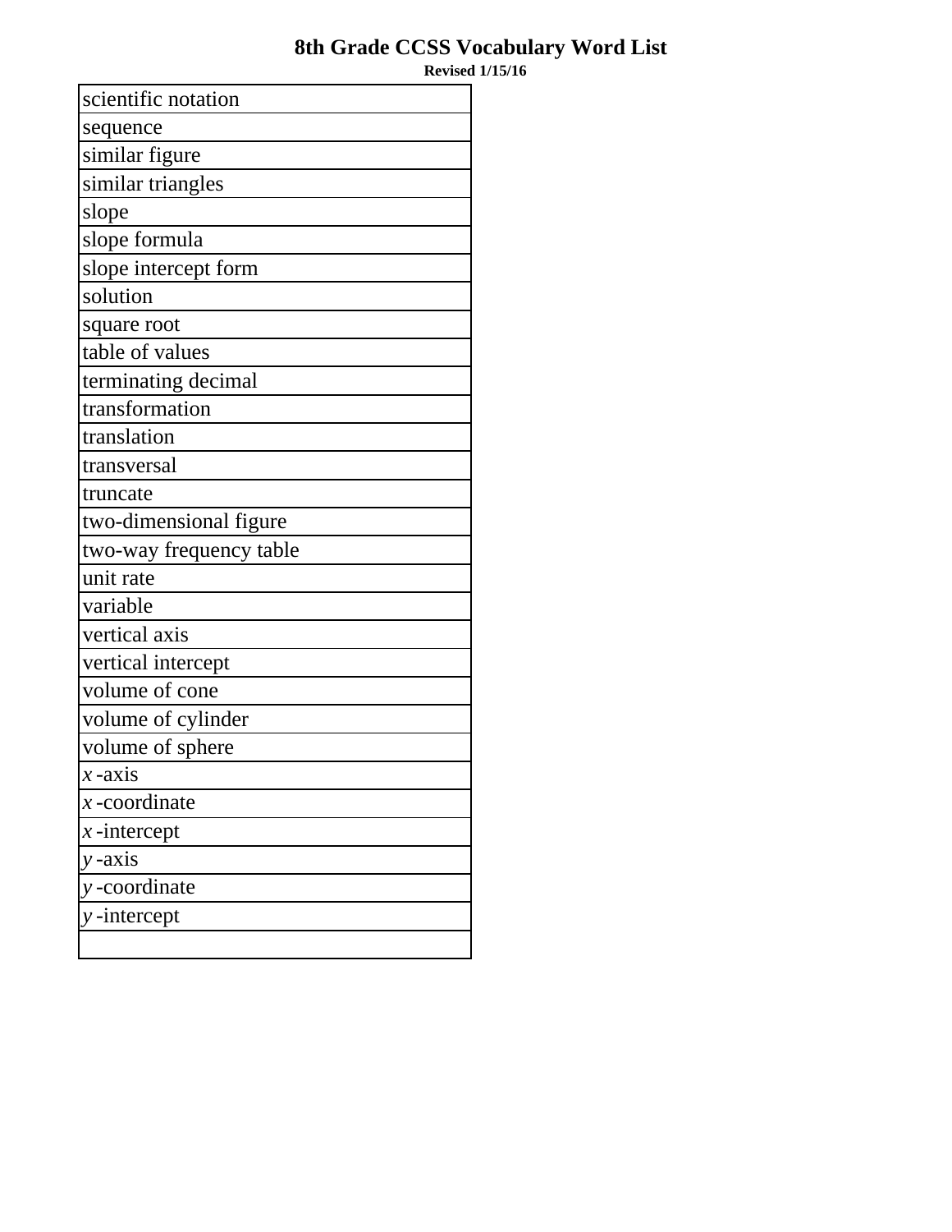# 8th Grade CCSS Vocabulary Word List

**Revised 1/15/16**

| |
|---|
| scientific notation |
| sequence |
| similar figure |
| similar triangles |
| slope |
| slope formula |
| slope intercept form |
| solution |
| square root |
| table of values |
| terminating decimal |
| transformation |
| translation |
| transversal |
| truncate |
| two-dimensional figure |
| two-way frequency table |
| unit rate |
| variable |
| vertical axis |
| vertical intercept |
| volume of cone |
| volume of cylinder |
| volume of sphere |
| $x$-axis |
| $x$-coordinate |
| $x$-intercept |
| $y$-axis |
| $y$-coordinate |
| $y$-intercept |
| |